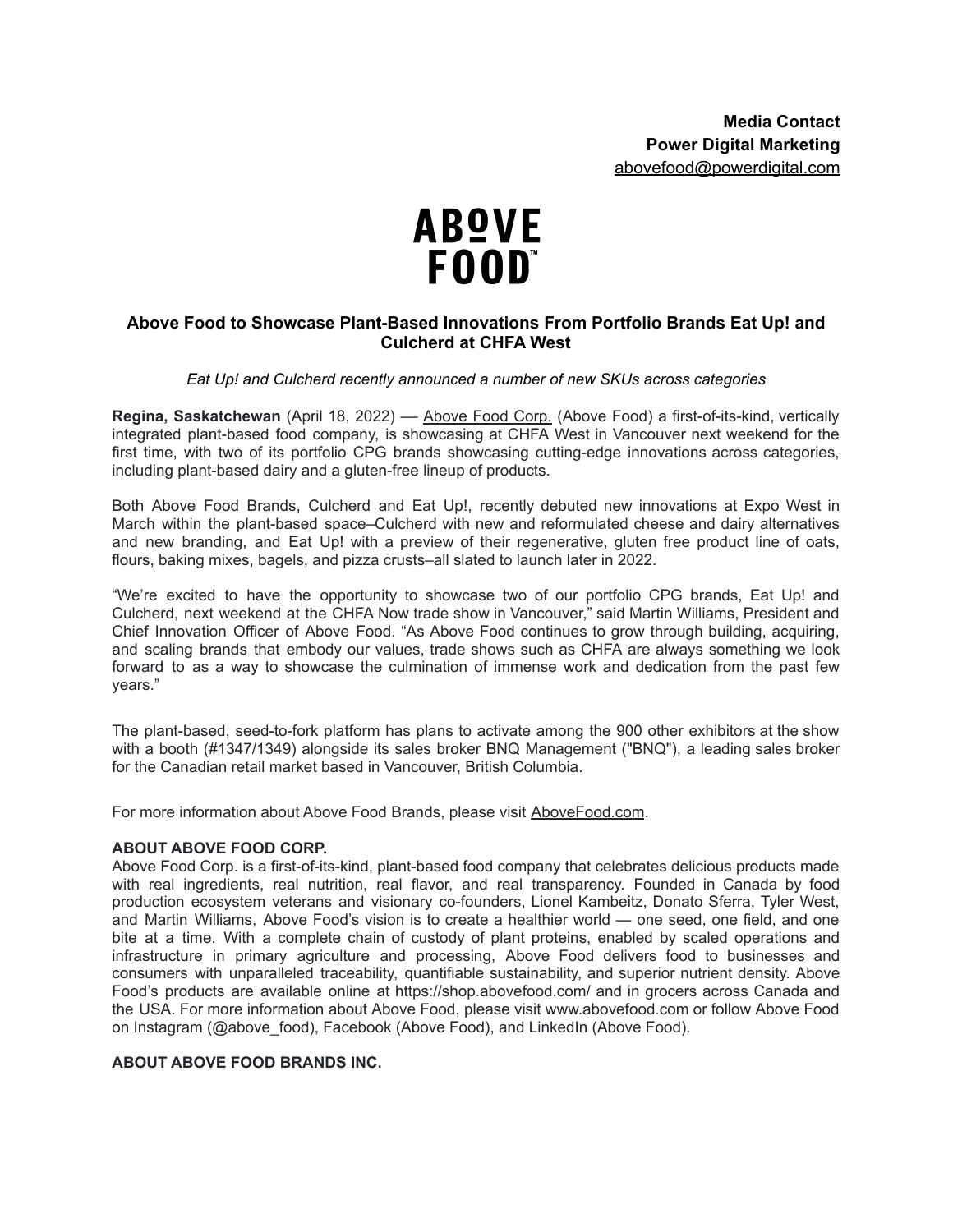**Media Contact**
**Power Digital Marketing**
abovefood@powerdigital.com

ABOVE
FOOD™

## Above Food to Showcase Plant-Based Innovations From Portfolio Brands Eat Up! and Culcherd at CHFA West

*Eat Up! and Culcherd recently announced a number of new SKUs across categories*

**Regina, Saskatchewan** (April 18, 2022) — Above Food Corp. (Above Food) a first-of-its-kind, vertically integrated plant-based food company, is showcasing at CHFA West in Vancouver next weekend for the first time, with two of its portfolio CPG brands showcasing cutting-edge innovations across categories, including plant-based dairy and a gluten-free lineup of products.

Both Above Food Brands, Culcherd and Eat Up!, recently debuted new innovations at Expo West in March within the plant-based space–Culcherd with new and reformulated cheese and dairy alternatives and new branding, and Eat Up! with a preview of their regenerative, gluten free product line of oats, flours, baking mixes, bagels, and pizza crusts–all slated to launch later in 2022.

"We're excited to have the opportunity to showcase two of our portfolio CPG brands, Eat Up! and Culcherd, next weekend at the CHFA Now trade show in Vancouver," said Martin Williams, President and Chief Innovation Officer of Above Food. "As Above Food continues to grow through building, acquiring, and scaling brands that embody our values, trade shows such as CHFA are always something we look forward to as a way to showcase the culmination of immense work and dedication from the past few years."

The plant-based, seed-to-fork platform has plans to activate among the 900 other exhibitors at the show with a booth (#1347/1349) alongside its sales broker BNQ Management ("BNQ"), a leading sales broker for the Canadian retail market based in Vancouver, British Columbia.

For more information about Above Food Brands, please visit AboveFood.com.

**ABOUT ABOVE FOOD CORP.**

Above Food Corp. is a first-of-its-kind, plant-based food company that celebrates delicious products made with real ingredients, real nutrition, real flavor, and real transparency. Founded in Canada by food production ecosystem veterans and visionary co-founders, Lionel Kambeitz, Donato Sferra, Tyler West, and Martin Williams, Above Food's vision is to create a healthier world — one seed, one field, and one bite at a time. With a complete chain of custody of plant proteins, enabled by scaled operations and infrastructure in primary agriculture and processing, Above Food delivers food to businesses and consumers with unparalleled traceability, quantifiable sustainability, and superior nutrient density. Above Food's products are available online at https://shop.abovefood.com/ and in grocers across Canada and the USA. For more information about Above Food, please visit www.abovefood.com or follow Above Food on Instagram (@above_food), Facebook (Above Food), and LinkedIn (Above Food).

**ABOUT ABOVE FOOD BRANDS INC.**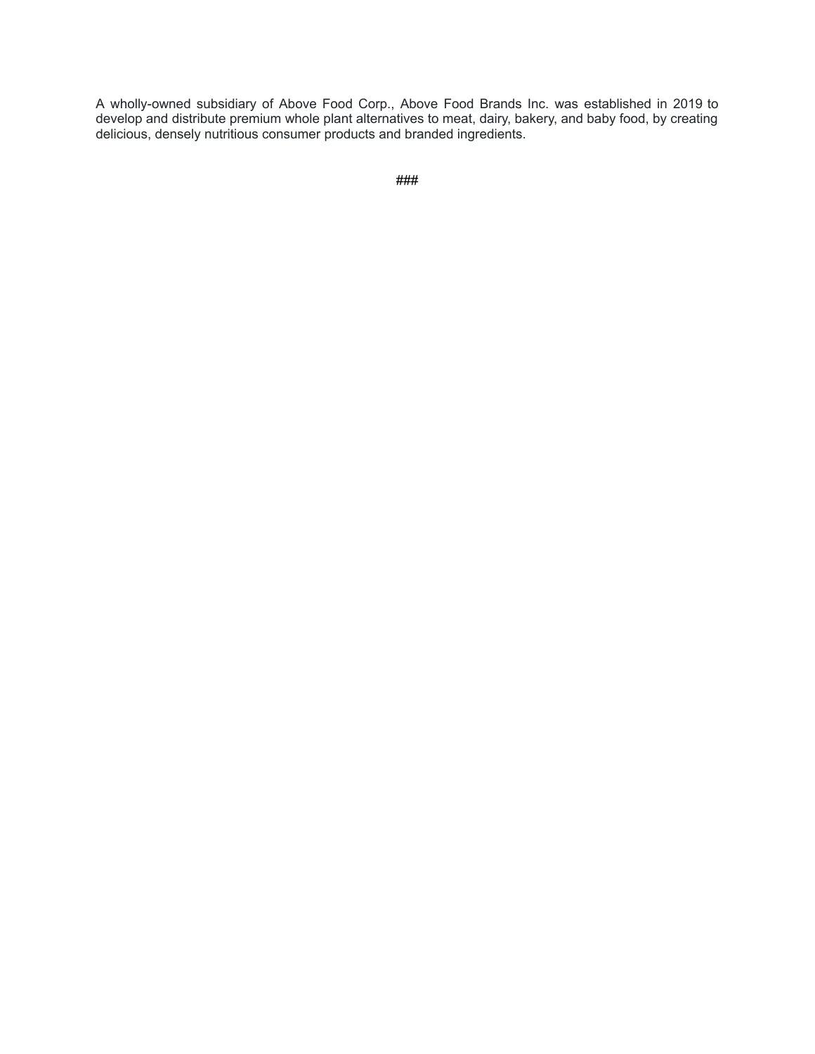A wholly-owned subsidiary of Above Food Corp., Above Food Brands Inc. was established in 2019 to develop and distribute premium whole plant alternatives to meat, dairy, bakery, and baby food, by creating delicious, densely nutritious consumer products and branded ingredients.

###